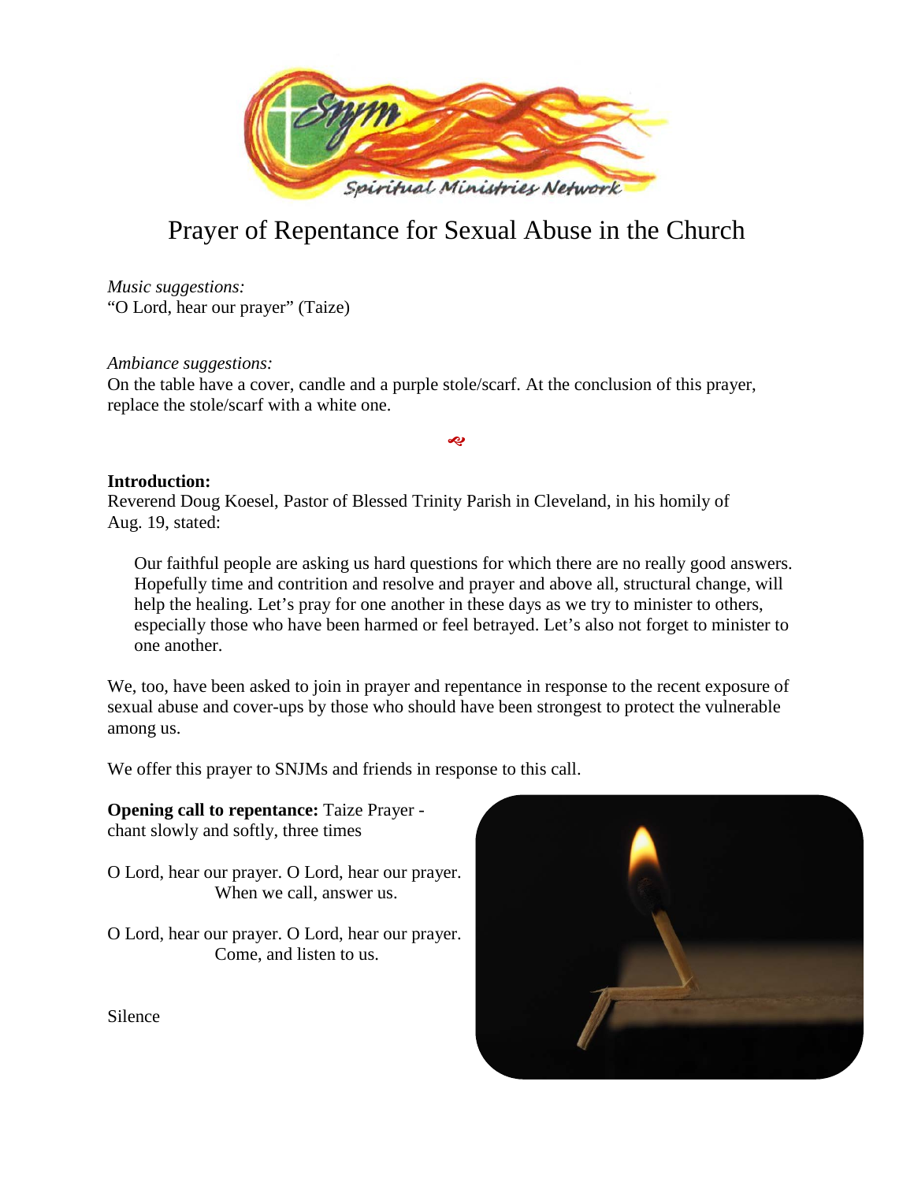# Prayer of Repentance for Sexual Abuse in the Church

*Music suggestions:*
"O Lord, hear our prayer" (Taize)

*Ambiance suggestions:*
On the table have a cover, candle and a purple stole/scarf. At the conclusion of this prayer, replace the stole/scarf with a white one.

**Introduction:**
Reverend Doug Koesel, Pastor of Blessed Trinity Parish in Cleveland, in his homily of Aug. 19, stated:

> Our faithful people are asking us hard questions for which there are no really good answers. Hopefully time and contrition and resolve and prayer and above all, structural change, will help the healing. Let's pray for one another in these days as we try to minister to others, especially those who have been harmed or feel betrayed. Let's also not forget to minister to one another.

We, too, have been asked to join in prayer and repentance in response to the recent exposure of sexual abuse and cover-ups by those who should have been strongest to protect the vulnerable among us.

We offer this prayer to SNJMs and friends in response to this call.

**Opening call to repentance:** Taize Prayer - chant slowly and softly, three times

O Lord, hear our prayer. O Lord, hear our prayer.
When we call, answer us.

O Lord, hear our prayer. O Lord, hear our prayer.
Come, and listen to us.

Silence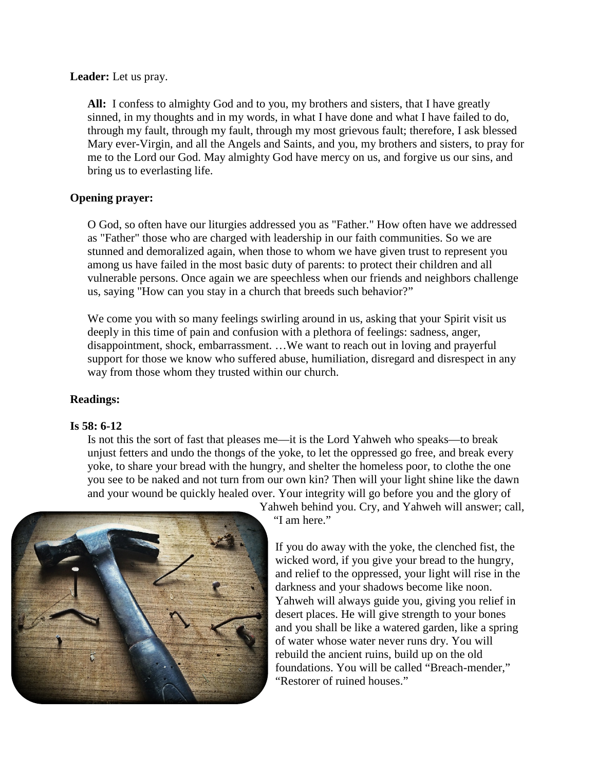**Leader:** Let us pray.

**All:** I confess to almighty God and to you, my brothers and sisters, that I have greatly sinned, in my thoughts and in my words, in what I have done and what I have failed to do, through my fault, through my fault, through my most grievous fault; therefore, I ask blessed Mary ever-Virgin, and all the Angels and Saints, and you, my brothers and sisters, to pray for me to the Lord our God. May almighty God have mercy on us, and forgive us our sins, and bring us to everlasting life.

**Opening prayer:**

O God, so often have our liturgies addressed you as "Father." How often have we addressed as "Father" those who are charged with leadership in our faith communities. So we are stunned and demoralized again, when those to whom we have given trust to represent you among us have failed in the most basic duty of parents: to protect their children and all vulnerable persons. Once again we are speechless when our friends and neighbors challenge us, saying "How can you stay in a church that breeds such behavior?"

We come you with so many feelings swirling around in us, asking that your Spirit visit us deeply in this time of pain and confusion with a plethora of feelings: sadness, anger, disappointment, shock, embarrassment. …We want to reach out in loving and prayerful support for those we know who suffered abuse, humiliation, disregard and disrespect in any way from those whom they trusted within our church.

**Readings:**

**Is 58: 6-12**

Is not this the sort of fast that pleases me—it is the Lord Yahweh who speaks—to break unjust fetters and undo the thongs of the yoke, to let the oppressed go free, and break every yoke, to share your bread with the hungry, and shelter the homeless poor, to clothe the one you see to be naked and not turn from our own kin? Then will your light shine like the dawn and your wound be quickly healed over. Your integrity will go before you and the glory of Yahweh behind you. Cry, and Yahweh will answer; call, "I am here."

If you do away with the yoke, the clenched fist, the wicked word, if you give your bread to the hungry, and relief to the oppressed, your light will rise in the darkness and your shadows become like noon. Yahweh will always guide you, giving you relief in desert places. He will give strength to your bones and you shall be like a watered garden, like a spring of water whose water never runs dry. You will rebuild the ancient ruins, build up on the old foundations. You will be called "Breach-mender," "Restorer of ruined houses."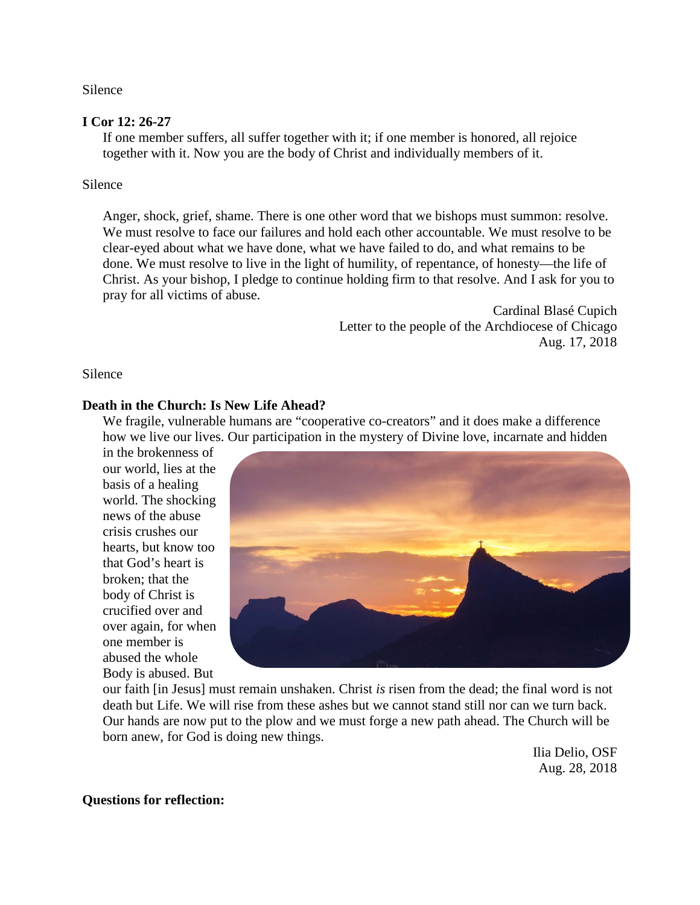Silence

**I Cor 12: 26-27**

If one member suffers, all suffer together with it; if one member is honored, all rejoice together with it. Now you are the body of Christ and individually members of it.

Silence

Anger, shock, grief, shame. There is one other word that we bishops must summon: resolve. We must resolve to face our failures and hold each other accountable. We must resolve to be clear-eyed about what we have done, what we have failed to do, and what remains to be done. We must resolve to live in the light of humility, of repentance, of honesty—the life of Christ. As your bishop, I pledge to continue holding firm to that resolve. And I ask for you to pray for all victims of abuse.

Cardinal Blasé Cupich
Letter to the people of the Archdiocese of Chicago
Aug. 17, 2018

Silence

**Death in the Church: Is New Life Ahead?**

We fragile, vulnerable humans are "cooperative co-creators" and it does make a difference how we live our lives. Our participation in the mystery of Divine love, incarnate and hidden in the brokenness of our world, lies at the basis of a healing world. The shocking news of the abuse crisis crushes our hearts, but know too that God's heart is broken; that the body of Christ is crucified over and over again, for when one member is abused the whole Body is abused. But our faith [in Jesus] must remain unshaken. Christ *is* risen from the dead; the final word is not death but Life. We will rise from these ashes but we cannot stand still nor can we turn back. Our hands are now put to the plow and we must forge a new path ahead. The Church will be born anew, for God is doing new things.

Ilia Delio, OSF
Aug. 28, 2018

**Questions for reflection:**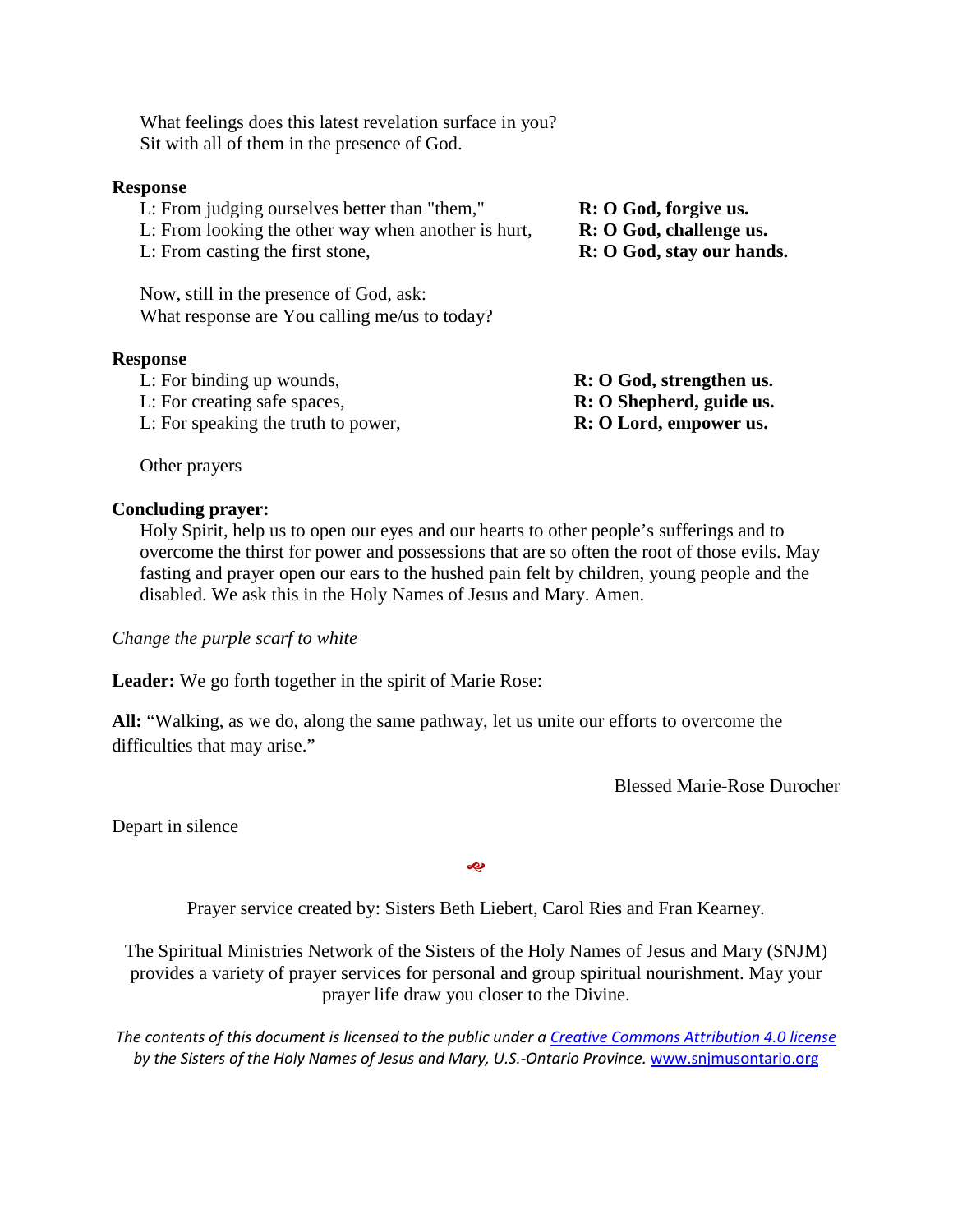What feelings does this latest revelation surface in you?
Sit with all of them in the presence of God.

**Response**

L: From judging ourselves better than "them," **R: O God, forgive us.**
L: From looking the other way when another is hurt, **R: O God, challenge us.**
L: From casting the first stone, **R: O God, stay our hands.**

Now, still in the presence of God, ask:
What response are You calling me/us to today?

**Response**

L: For binding up wounds, **R: O God, strengthen us.**
L: For creating safe spaces, **R: O Shepherd, guide us.**
L: For speaking the truth to power, **R: O Lord, empower us.**

Other prayers

**Concluding prayer:**

Holy Spirit, help us to open our eyes and our hearts to other people's sufferings and to overcome the thirst for power and possessions that are so often the root of those evils. May fasting and prayer open our ears to the hushed pain felt by children, young people and the disabled. We ask this in the Holy Names of Jesus and Mary. Amen.

*Change the purple scarf to white*

**Leader:** We go forth together in the spirit of Marie Rose:

**All:** "Walking, as we do, along the same pathway, let us unite our efforts to overcome the difficulties that may arise."

Blessed Marie-Rose Durocher

Depart in silence

Prayer service created by: Sisters Beth Liebert, Carol Ries and Fran Kearney.

The Spiritual Ministries Network of the Sisters of the Holy Names of Jesus and Mary (SNJM) provides a variety of prayer services for personal and group spiritual nourishment. May your prayer life draw you closer to the Divine.

*The contents of this document is licensed to the public under a Creative Commons Attribution 4.0 license by the Sisters of the Holy Names of Jesus and Mary, U.S.-Ontario Province.* www.snjmusontario.org